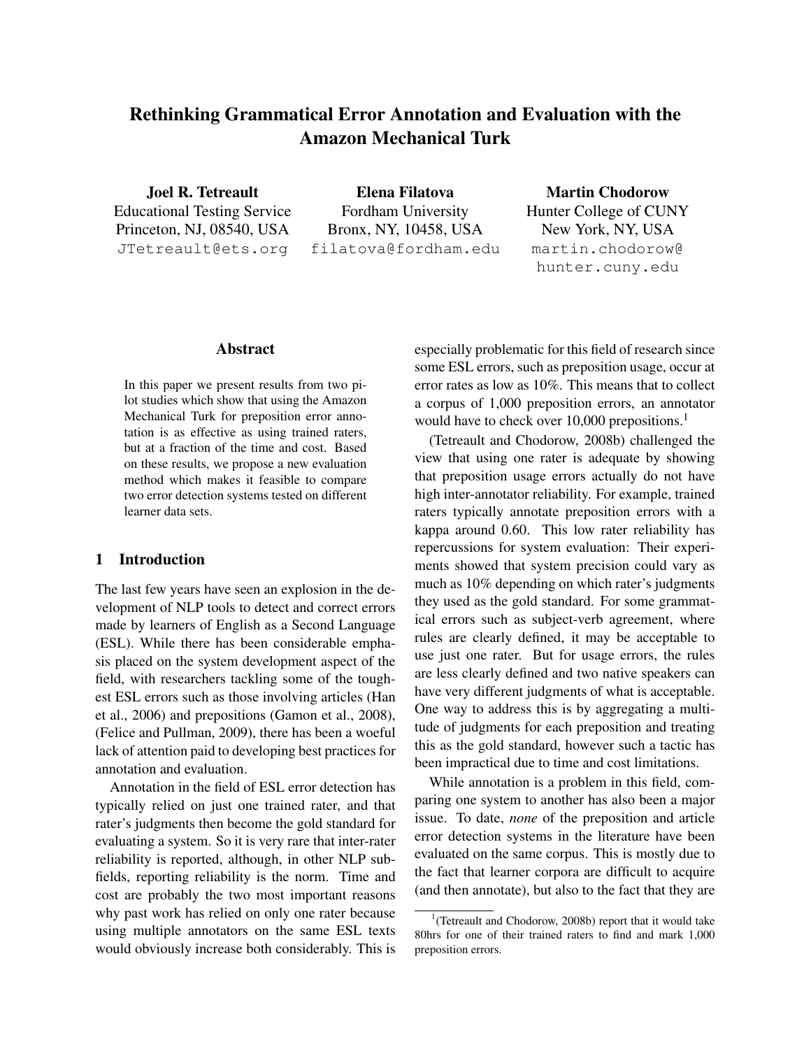# Rethinking Grammatical Error Annotation and Evaluation with the Amazon Mechanical Turk

**Joel R. Tetreault**
Educational Testing Service
Princeton, NJ, 08540, USA
JTetreault@ets.org

**Elena Filatova**
Fordham University
Bronx, NY, 10458, USA
filatova@fordham.edu

**Martin Chodorow**
Hunter College of CUNY
New York, NY, USA
martin.chodorow@hunter.cuny.edu

## Abstract

In this paper we present results from two pilot studies which show that using the Amazon Mechanical Turk for preposition error annotation is as effective as using trained raters, but at a fraction of the time and cost. Based on these results, we propose a new evaluation method which makes it feasible to compare two error detection systems tested on different learner data sets.

## 1 Introduction

The last few years have seen an explosion in the development of NLP tools to detect and correct errors made by learners of English as a Second Language (ESL). While there has been considerable emphasis placed on the system development aspect of the field, with researchers tackling some of the toughest ESL errors such as those involving articles (Han et al., 2006) and prepositions (Gamon et al., 2008), (Felice and Pullman, 2009), there has been a woeful lack of attention paid to developing best practices for annotation and evaluation.

Annotation in the field of ESL error detection has typically relied on just one trained rater, and that rater's judgments then become the gold standard for evaluating a system. So it is very rare that inter-rater reliability is reported, although, in other NLP subfields, reporting reliability is the norm. Time and cost are probably the two most important reasons why past work has relied on only one rater because using multiple annotators on the same ESL texts would obviously increase both considerably. This is especially problematic for this field of research since some ESL errors, such as preposition usage, occur at error rates as low as 10%. This means that to collect a corpus of 1,000 preposition errors, an annotator would have to check over 10,000 prepositions.[1]

(Tetreault and Chodorow, 2008b) challenged the view that using one rater is adequate by showing that preposition usage errors actually do not have high inter-annotator reliability. For example, trained raters typically annotate preposition errors with a kappa around 0.60. This low rater reliability has repercussions for system evaluation: Their experiments showed that system precision could vary as much as 10% depending on which rater's judgments they used as the gold standard. For some grammatical errors such as subject-verb agreement, where rules are clearly defined, it may be acceptable to use just one rater. But for usage errors, the rules are less clearly defined and two native speakers can have very different judgments of what is acceptable. One way to address this is by aggregating a multitude of judgments for each preposition and treating this as the gold standard, however such a tactic has been impractical due to time and cost limitations.

While annotation is a problem in this field, comparing one system to another has also been a major issue. To date, *none* of the preposition and article error detection systems in the literature have been evaluated on the same corpus. This is mostly due to the fact that learner corpora are difficult to acquire (and then annotate), but also to the fact that they are

[1](Tetreault and Chodorow, 2008b) report that it would take 80hrs for one of their trained raters to find and mark 1,000 preposition errors.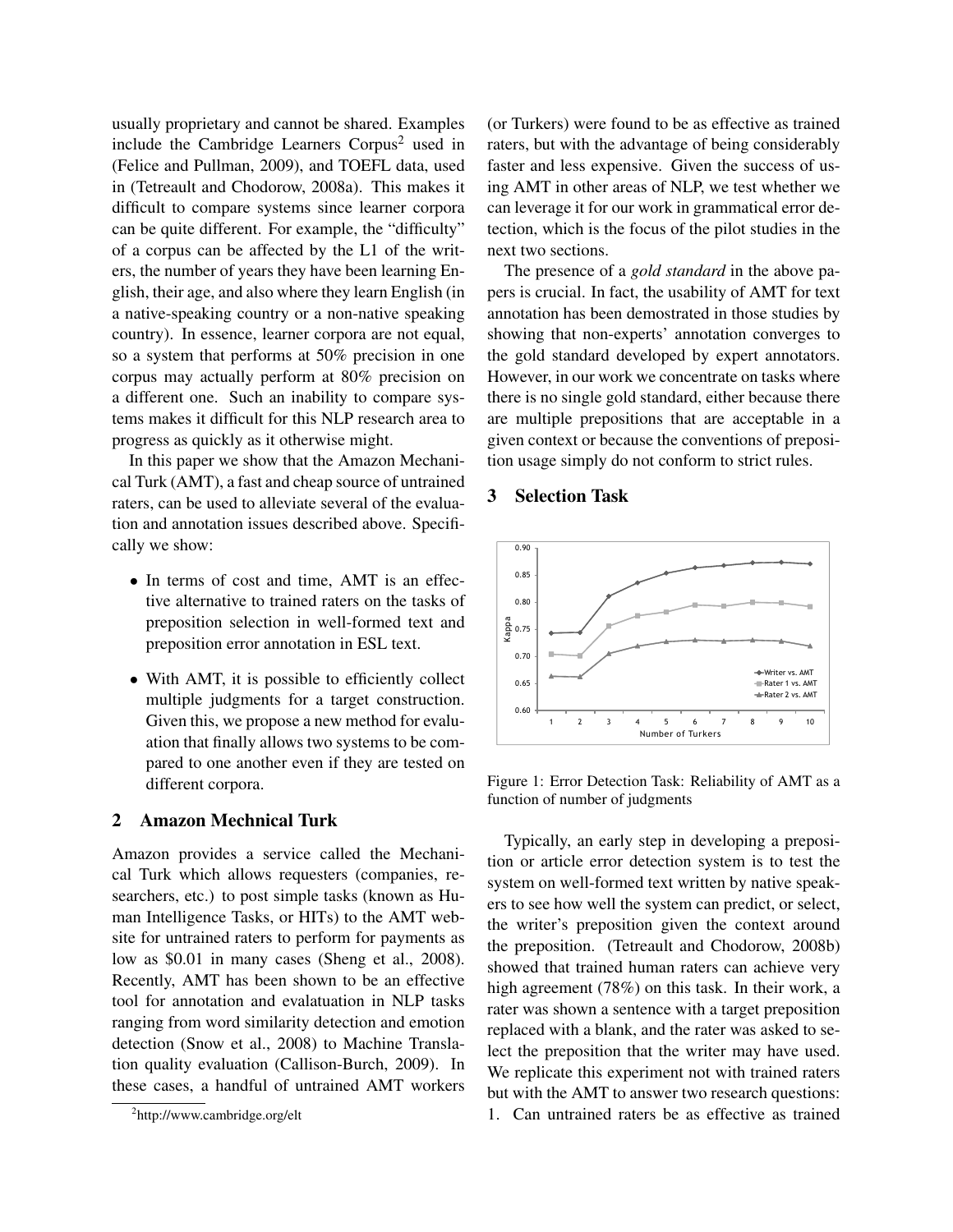usually proprietary and cannot be shared. Examples include the Cambridge Learners Corpus[2] used in (Felice and Pullman, 2009), and TOEFL data, used in (Tetreault and Chodorow, 2008a). This makes it difficult to compare systems since learner corpora can be quite different. For example, the "difficulty" of a corpus can be affected by the L1 of the writers, the number of years they have been learning English, their age, and also where they learn English (in a native-speaking country or a non-native speaking country). In essence, learner corpora are not equal, so a system that performs at 50% precision in one corpus may actually perform at 80% precision on a different one. Such an inability to compare systems makes it difficult for this NLP research area to progress as quickly as it otherwise might.

In this paper we show that the Amazon Mechanical Turk (AMT), a fast and cheap source of untrained raters, can be used to alleviate several of the evaluation and annotation issues described above. Specifically we show:

- In terms of cost and time, AMT is an effective alternative to trained raters on the tasks of preposition selection in well-formed text and preposition error annotation in ESL text.
- With AMT, it is possible to efficiently collect multiple judgments for a target construction. Given this, we propose a new method for evaluation that finally allows two systems to be compared to one another even if they are tested on different corpora.

## 2 Amazon Mechnical Turk

Amazon provides a service called the Mechanical Turk which allows requesters (companies, researchers, etc.) to post simple tasks (known as Human Intelligence Tasks, or HITs) to the AMT website for untrained raters to perform for payments as low as $0.01 in many cases (Sheng et al., 2008). Recently, AMT has been shown to be an effective tool for annotation and evalatuation in NLP tasks ranging from word similarity detection and emotion detection (Snow et al., 2008) to Machine Translation quality evaluation (Callison-Burch, 2009). In these cases, a handful of untrained AMT workers (or Turkers) were found to be as effective as trained raters, but with the advantage of being considerably faster and less expensive. Given the success of using AMT in other areas of NLP, we test whether we can leverage it for our work in grammatical error detection, which is the focus of the pilot studies in the next two sections.

The presence of a *gold standard* in the above papers is crucial. In fact, the usability of AMT for text annotation has been demostrated in those studies by showing that non-experts' annotation converges to the gold standard developed by expert annotators. However, in our work we concentrate on tasks where there is no single gold standard, either because there are multiple prepositions that are acceptable in a given context or because the conventions of preposition usage simply do not conform to strict rules.

## 3 Selection Task

Figure 1: Error Detection Task: Reliability of AMT as a function of number of judgments

Typically, an early step in developing a preposition or article error detection system is to test the system on well-formed text written by native speakers to see how well the system can predict, or select, the writer's preposition given the context around the preposition. (Tetreault and Chodorow, 2008b) showed that trained human raters can achieve very high agreement (78%) on this task. In their work, a rater was shown a sentence with a target preposition replaced with a blank, and the rater was asked to select the preposition that the writer may have used. We replicate this experiment not with trained raters but with the AMT to answer two research questions: 1. Can untrained raters be as effective as trained

[2] http://www.cambridge.org/elt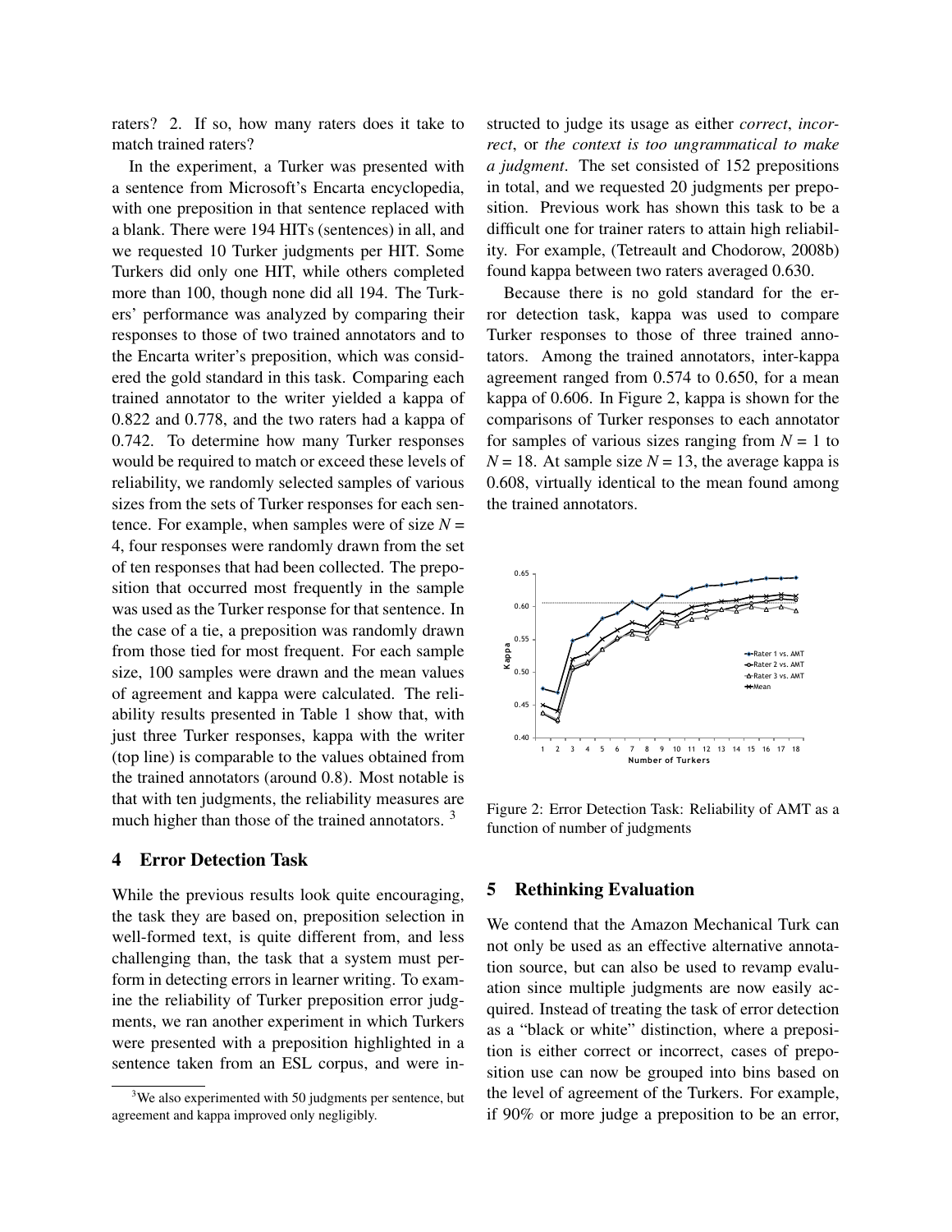raters? 2. If so, how many raters does it take to match trained raters?

In the experiment, a Turker was presented with a sentence from Microsoft's Encarta encyclopedia, with one preposition in that sentence replaced with a blank. There were 194 HITs (sentences) in all, and we requested 10 Turker judgments per HIT. Some Turkers did only one HIT, while others completed more than 100, though none did all 194. The Turkers' performance was analyzed by comparing their responses to those of two trained annotators and to the Encarta writer's preposition, which was considered the gold standard in this task. Comparing each trained annotator to the writer yielded a kappa of 0.822 and 0.778, and the two raters had a kappa of 0.742. To determine how many Turker responses would be required to match or exceed these levels of reliability, we randomly selected samples of various sizes from the sets of Turker responses for each sentence. For example, when samples were of size $N$ = 4, four responses were randomly drawn from the set of ten responses that had been collected. The preposition that occurred most frequently in the sample was used as the Turker response for that sentence. In the case of a tie, a preposition was randomly drawn from those tied for most frequent. For each sample size, 100 samples were drawn and the mean values of agreement and kappa were calculated. The reliability results presented in Table 1 show that, with just three Turker responses, kappa with the writer (top line) is comparable to the values obtained from the trained annotators (around 0.8). Most notable is that with ten judgments, the reliability measures are much higher than those of the trained annotators. [3]

## 4 Error Detection Task

While the previous results look quite encouraging, the task they are based on, preposition selection in well-formed text, is quite different from, and less challenging than, the task that a system must perform in detecting errors in learner writing. To examine the reliability of Turker preposition error judgments, we ran another experiment in which Turkers were presented with a preposition highlighted in a sentence taken from an ESL corpus, and were instructed to judge its usage as either *correct*, *incorrect*, or *the context is too ungrammatical to make a judgment*. The set consisted of 152 prepositions in total, and we requested 20 judgments per preposition. Previous work has shown this task to be a difficult one for trainer raters to attain high reliability. For example, (Tetreault and Chodorow, 2008b) found kappa between two raters averaged 0.630.

Because there is no gold standard for the error detection task, kappa was used to compare Turker responses to those of three trained annotators. Among the trained annotators, inter-kappa agreement ranged from 0.574 to 0.650, for a mean kappa of 0.606. In Figure 2, kappa is shown for the comparisons of Turker responses to each annotator for samples of various sizes ranging from $N$ = 1 to $N$ = 18. At sample size $N$ = 13, the average kappa is 0.608, virtually identical to the mean found among the trained annotators.

Figure 2: Error Detection Task: Reliability of AMT as a function of number of judgments

## 5 Rethinking Evaluation

We contend that the Amazon Mechanical Turk can not only be used as an effective alternative annotation source, but can also be used to revamp evaluation since multiple judgments are now easily acquired. Instead of treating the task of error detection as a "black or white" distinction, where a preposition is either correct or incorrect, cases of preposition use can now be grouped into bins based on the level of agreement of the Turkers. For example, if 90% or more judge a preposition to be an error,

[3] We also experimented with 50 judgments per sentence, but agreement and kappa improved only negligibly.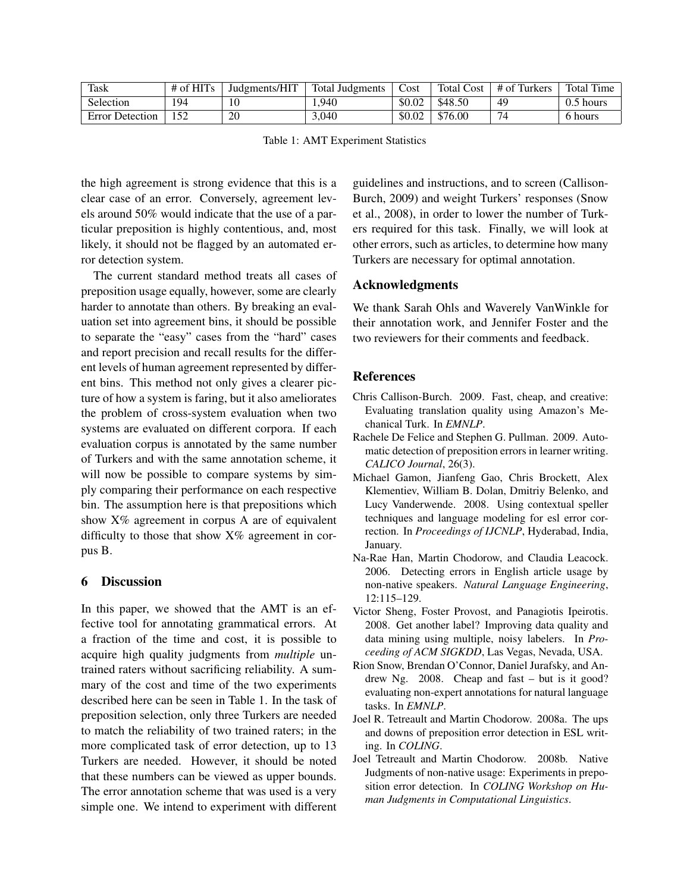| Task | # of HITs | Judgments/HIT | Total Judgments | Cost | Total Cost | # of Turkers | Total Time |
|---|---|---|---|---|---|---|---|
| Selection | 194 | 10 | 1,940 | \$0.02 | \$48.50 | 49 | 0.5 hours |
| Error Detection | 152 | 20 | 3,040 | \$0.02 | \$76.00 | 74 | 6 hours |

Table 1: AMT Experiment Statistics

the high agreement is strong evidence that this is a clear case of an error. Conversely, agreement levels around 50% would indicate that the use of a particular preposition is highly contentious, and, most likely, it should not be flagged by an automated error detection system.

The current standard method treats all cases of preposition usage equally, however, some are clearly harder to annotate than others. By breaking an evaluation set into agreement bins, it should be possible to separate the "easy" cases from the "hard" cases and report precision and recall results for the different levels of human agreement represented by different bins. This method not only gives a clearer picture of how a system is faring, but it also ameliorates the problem of cross-system evaluation when two systems are evaluated on different corpora. If each evaluation corpus is annotated by the same number of Turkers and with the same annotation scheme, it will now be possible to compare systems by simply comparing their performance on each respective bin. The assumption here is that prepositions which show X% agreement in corpus A are of equivalent difficulty to those that show X% agreement in corpus B.

## 6 Discussion

In this paper, we showed that the AMT is an effective tool for annotating grammatical errors. At a fraction of the time and cost, it is possible to acquire high quality judgments from *multiple* untrained raters without sacrificing reliability. A summary of the cost and time of the two experiments described here can be seen in Table 1. In the task of preposition selection, only three Turkers are needed to match the reliability of two trained raters; in the more complicated task of error detection, up to 13 Turkers are needed. However, it should be noted that these numbers can be viewed as upper bounds. The error annotation scheme that was used is a very simple one. We intend to experiment with different guidelines and instructions, and to screen (Callison-Burch, 2009) and weight Turkers' responses (Snow et al., 2008), in order to lower the number of Turkers required for this task. Finally, we will look at other errors, such as articles, to determine how many Turkers are necessary for optimal annotation.

## Acknowledgments

We thank Sarah Ohls and Waverely VanWinkle for their annotation work, and Jennifer Foster and the two reviewers for their comments and feedback.

## References

Chris Callison-Burch. 2009. Fast, cheap, and creative: Evaluating translation quality using Amazon's Mechanical Turk. In *EMNLP*.

Rachele De Felice and Stephen G. Pullman. 2009. Automatic detection of preposition errors in learner writing. *CALICO Journal*, 26(3).

Michael Gamon, Jianfeng Gao, Chris Brockett, Alex Klementiev, William B. Dolan, Dmitriy Belenko, and Lucy Vanderwende. 2008. Using contextual speller techniques and language modeling for esl error correction. In *Proceedings of IJCNLP*, Hyderabad, India, January.

Na-Rae Han, Martin Chodorow, and Claudia Leacock. 2006. Detecting errors in English article usage by non-native speakers. *Natural Language Engineering*, 12:115–129.

Victor Sheng, Foster Provost, and Panagiotis Ipeirotis. 2008. Get another label? Improving data quality and data mining using multiple, noisy labelers. In *Proceeding of ACM SIGKDD*, Las Vegas, Nevada, USA.

Rion Snow, Brendan O'Connor, Daniel Jurafsky, and Andrew Ng. 2008. Cheap and fast – but is it good? evaluating non-expert annotations for natural language tasks. In *EMNLP*.

Joel R. Tetreault and Martin Chodorow. 2008a. The ups and downs of preposition error detection in ESL writing. In *COLING*.

Joel Tetreault and Martin Chodorow. 2008b. Native Judgments of non-native usage: Experiments in preposition error detection. In *COLING Workshop on Human Judgments in Computational Linguistics*.